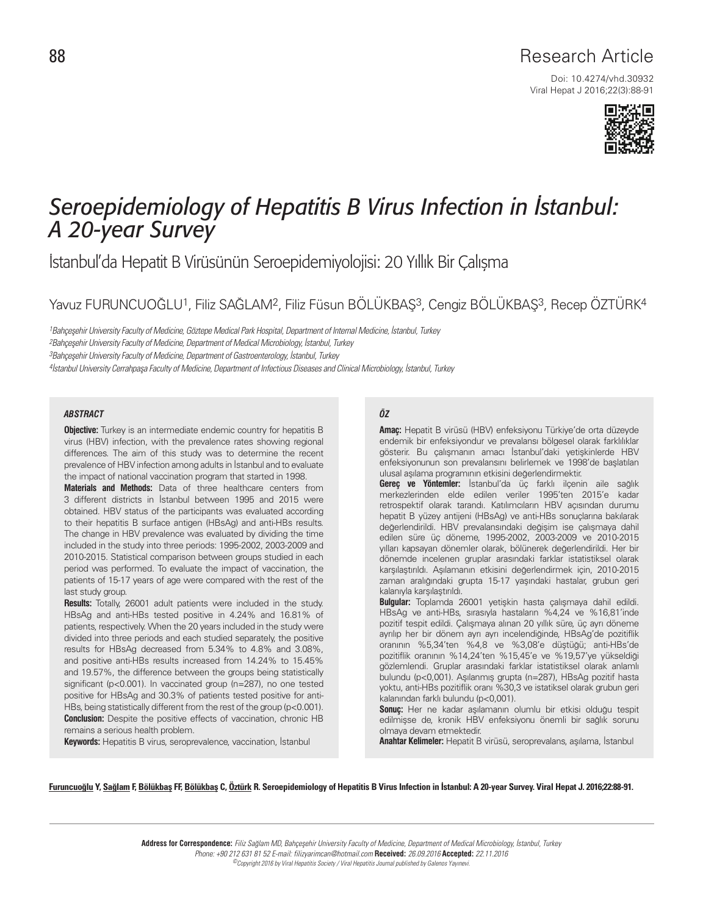Research Article

Doi: 10.4274/vhd.30932

# *Seroepidemiology of Hepatitis B Virus Infection in İstanbul: A 20-year Survey*

İstanbul'da Hepatit B Virüsünün Seroepidemiyolojisi: 20 Yıllık Bir Çalışma

Yavuz FURUNCUOĞLU[1], Filiz SAĞLAM[2], Filiz Füsun BÖLÜKBAŞ[3], Cengiz BÖLÜKBAŞ[3], Recep ÖZTÜRK[4]

*[1]Bahçeşehir University Faculty of Medicine, Göztepe Medical Park Hospital, Department of Internal Medicine, İstanbul, Turkey*
*[2]Bahçeşehir University Faculty of Medicine, Department of Medical Microbiology, İstanbul, Turkey*
*[3]Bahçeşehir University Faculty of Medicine, Department of Gastroenterology, İstanbul, Turkey*
*[4]İstanbul University Cerrahpaşa Faculty of Medicine, Department of Infectious Diseases and Clinical Microbiology, İstanbul, Turkey*

### *ABSTRACT*

**Objective:** Turkey is an intermediate endemic country for hepatitis B virus (HBV) infection, with the prevalence rates showing regional differences. The aim of this study was to determine the recent prevalence of HBV infection among adults in İstanbul and to evaluate the impact of national vaccination program that started in 1998.

**Materials and Methods:** Data of three healthcare centers from 3 different districts in İstanbul between 1995 and 2015 were obtained. HBV status of the participants was evaluated according to their hepatitis B surface antigen (HBsAg) and anti-HBs results. The change in HBV prevalence was evaluated by dividing the time included in the study into three periods: 1995-2002, 2003-2009 and 2010-2015. Statistical comparison between groups studied in each period was performed. To evaluate the impact of vaccination, the patients of 15-17 years of age were compared with the rest of the last study group.

**Results:** Totally, 26001 adult patients were included in the study. HBsAg and anti-HBs tested positive in 4.24% and 16.81% of patients, respectively. When the 20 years included in the study were divided into three periods and each studied separately, the positive results for HBsAg decreased from 5.34% to 4.8% and 3.08%, and positive anti-HBs results increased from 14.24% to 15.45% and 19.57%, the difference between the groups being statistically significant ($p<0.001$). In vaccinated group (n=287), no one tested positive for HBsAg and 30.3% of patients tested positive for anti-HBs, being statistically different from the rest of the group ($p<0.001$).

**Conclusion:** Despite the positive effects of vaccination, chronic HB remains a serious health problem.

**Keywords:** Hepatitis B virus, seroprevalence, vaccination, İstanbul

### *ÖZ*

**Amaç:** Hepatit B virüsü (HBV) enfeksiyonu Türkiye'de orta düzeyde endemik bir enfeksiyondur ve prevalansı bölgesel olarak farklılıklar gösterir. Bu çalışmanın amacı İstanbul'daki yetişkinlerde HBV enfeksiyonunun son prevalansını belirlemek ve 1998'de başlatılan ulusal aşılama programının etkisini değerlendirmektir.

**Gereç ve Yöntemler:** İstanbul'da üç farklı ilçenin aile sağlık merkezlerinden elde edilen veriler 1995'ten 2015'e kadar retrospektif olarak tarandı. Katılımcıların HBV açısından durumu hepatit B yüzey antijeni (HBsAg) ve anti-HBs sonuçlarına bakılarak değerlendirildi. HBV prevalansındaki değişim ise çalışmaya dahil edilen süre üç döneme, 1995-2002, 2003-2009 ve 2010-2015 yılları kapsayan dönemler olarak, bölünerek değerlendirildi. Her bir dönemde incelenen gruplar arasındaki farklar istatistiksel olarak karşılaştırıldı. Aşılamanın etkisini değerlendirmek için, 2010-2015 zaman aralığındaki grupta 15-17 yaşındaki hastalar, grubun geri kalanıyla karşılaştırıldı.

**Bulgular:** Toplamda 26001 yetişkin hasta çalışmaya dahil edildi. HBsAg ve anti-HBs, sırasıyla hastaların %4,24 ve %16,81'inde pozitif tespit edildi. Çalışmaya alınan 20 yıllık süre, üç ayrı döneme ayrılıp her bir dönem ayrı ayrı incelendiğinde, HBsAg'de pozitiflik oranının %5,34'ten %4,8 ve %3,08'e düştüğü; anti-HBs'de pozitiflik oranının %14,24'ten %15,45'e ve %19,57'ye yükseldiği gözlemlendi. Gruplar arasındaki farklar istatistiksel olarak anlamlı bulundu ($p<0,001$). Aşılanmış grupta (n=287), HBsAg pozitif hasta yoktu, anti-HBs pozitiflik oranı %30,3 ve istatiksel olarak grubun geri kalanından farklı bulundu ($p<0,001$).

**Sonuç:** Her ne kadar aşılamanın olumlu bir etkisi olduğu tespit edilmişse de, kronik HBV enfeksiyonu önemli bir sağlık sorunu olmaya devam etmektedir.

**Anahtar Kelimeler:** Hepatit B virüsü, seroprevalans, aşılama, İstanbul

**Furuncuoğlu Y, Sağlam F, Bölükbaş FF, Bölükbaş C, Öztürk R. Seroepidemiology of Hepatitis B Virus Infection in İstanbul: A 20-year Survey. Viral Hepat J. 2016;22:88-91.**

**Address for Correspondence:** *Filiz Sağlam MD, Bahçeşehir University Faculty of Medicine, Department of Medical Microbiology, İstanbul, Turkey*
*Phone: +90 212 631 81 52 E-mail: filizyarimcan@hotmail.com* **Received:** *26.09.2016* **Accepted:** *22.11.2016*
*©Copyright 2016 by Viral Hepatitis Society / Viral Hepatitis Journal published by Galenos Yayınevi.*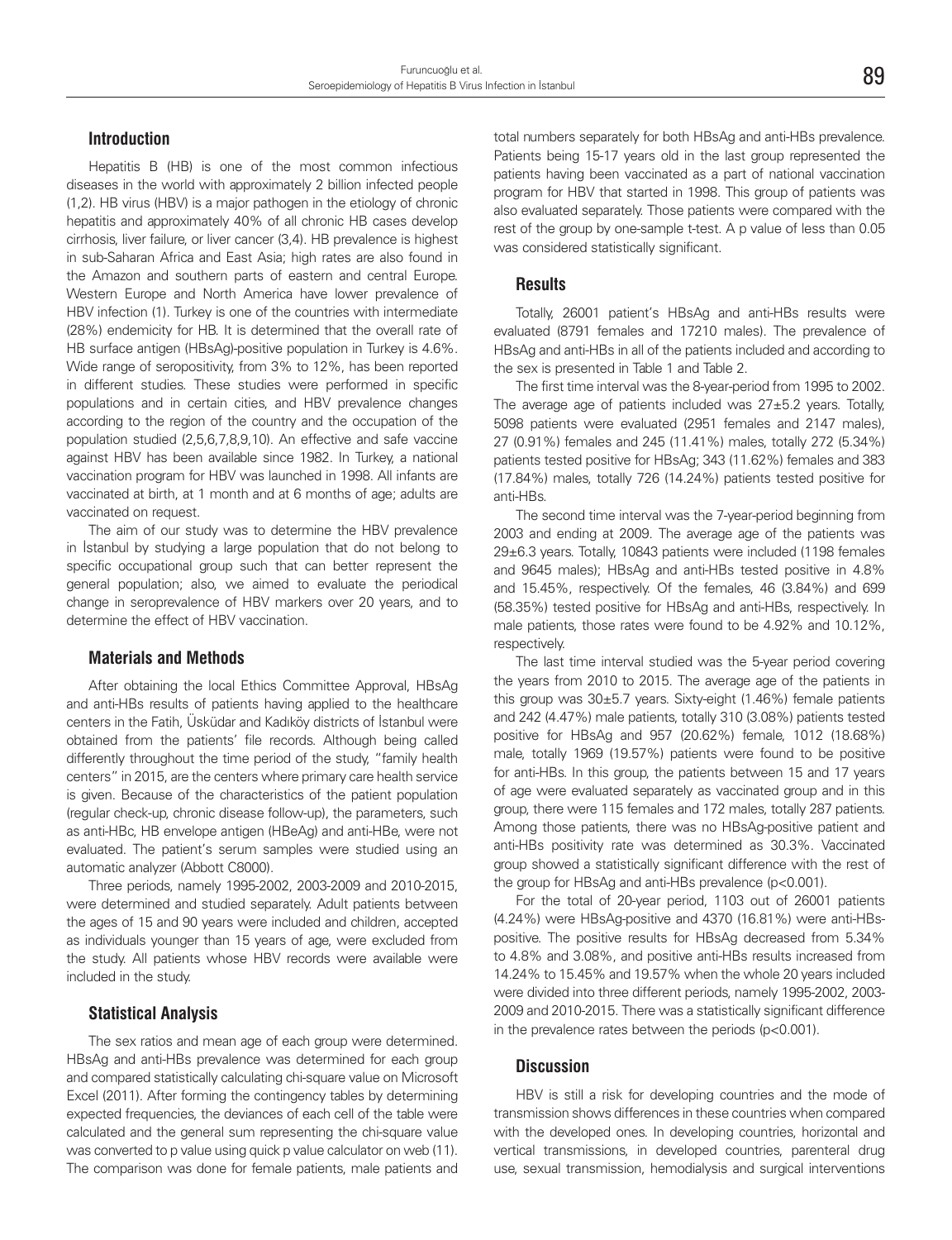## Introduction

Hepatitis B (HB) is one of the most common infectious diseases in the world with approximately 2 billion infected people (1,2). HB virus (HBV) is a major pathogen in the etiology of chronic hepatitis and approximately 40% of all chronic HB cases develop cirrhosis, liver failure, or liver cancer (3,4). HB prevalence is highest in sub-Saharan Africa and East Asia; high rates are also found in the Amazon and southern parts of eastern and central Europe. Western Europe and North America have lower prevalence of HBV infection (1). Turkey is one of the countries with intermediate (28%) endemicity for HB. It is determined that the overall rate of HB surface antigen (HBsAg)-positive population in Turkey is 4.6%. Wide range of seropositivity, from 3% to 12%, has been reported in different studies. These studies were performed in specific populations and in certain cities, and HBV prevalence changes according to the region of the country and the occupation of the population studied (2,5,6,7,8,9,10). An effective and safe vaccine against HBV has been available since 1982. In Turkey, a national vaccination program for HBV was launched in 1998. All infants are vaccinated at birth, at 1 month and at 6 months of age; adults are vaccinated on request.

The aim of our study was to determine the HBV prevalence in İstanbul by studying a large population that do not belong to specific occupational group such that can better represent the general population; also, we aimed to evaluate the periodical change in seroprevalence of HBV markers over 20 years, and to determine the effect of HBV vaccination.

## Materials and Methods

After obtaining the local Ethics Committee Approval, HBsAg and anti-HBs results of patients having applied to the healthcare centers in the Fatih, Üsküdar and Kadıköy districts of İstanbul were obtained from the patients' file records. Although being called differently throughout the time period of the study, "family health centers" in 2015, are the centers where primary care health service is given. Because of the characteristics of the patient population (regular check-up, chronic disease follow-up), the parameters, such as anti-HBc, HB envelope antigen (HBeAg) and anti-HBe, were not evaluated. The patient's serum samples were studied using an automatic analyzer (Abbott C8000).

Three periods, namely 1995-2002, 2003-2009 and 2010-2015, were determined and studied separately. Adult patients between the ages of 15 and 90 years were included and children, accepted as individuals younger than 15 years of age, were excluded from the study. All patients whose HBV records were available were included in the study.

## Statistical Analysis

The sex ratios and mean age of each group were determined. HBsAg and anti-HBs prevalence was determined for each group and compared statistically calculating chi-square value on Microsoft Excel (2011). After forming the contingency tables by determining expected frequencies, the deviances of each cell of the table were calculated and the general sum representing the chi-square value was converted to p value using quick p value calculator on web (11). The comparison was done for female patients, male patients and total numbers separately for both HBsAg and anti-HBs prevalence. Patients being 15-17 years old in the last group represented the patients having been vaccinated as a part of national vaccination program for HBV that started in 1998. This group of patients was also evaluated separately. Those patients were compared with the rest of the group by one-sample t-test. A p value of less than 0.05 was considered statistically significant.

## Results

Totally, 26001 patient's HBsAg and anti-HBs results were evaluated (8791 females and 17210 males). The prevalence of HBsAg and anti-HBs in all of the patients included and according to the sex is presented in Table 1 and Table 2.

The first time interval was the 8-year-period from 1995 to 2002. The average age of patients included was 27±5.2 years. Totally, 5098 patients were evaluated (2951 females and 2147 males), 27 (0.91%) females and 245 (11.41%) males, totally 272 (5.34%) patients tested positive for HBsAg; 343 (11.62%) females and 383 (17.84%) males, totally 726 (14.24%) patients tested positive for anti-HBs.

The second time interval was the 7-year-period beginning from 2003 and ending at 2009. The average age of the patients was 29±6.3 years. Totally, 10843 patients were included (1198 females and 9645 males); HBsAg and anti-HBs tested positive in 4.8% and 15.45%, respectively. Of the females, 46 (3.84%) and 699 (58.35%) tested positive for HBsAg and anti-HBs, respectively. In male patients, those rates were found to be 4.92% and 10.12%, respectively.

The last time interval studied was the 5-year period covering the years from 2010 to 2015. The average age of the patients in this group was 30±5.7 years. Sixty-eight (1.46%) female patients and 242 (4.47%) male patients, totally 310 (3.08%) patients tested positive for HBsAg and 957 (20.62%) female, 1012 (18.68%) male, totally 1969 (19.57%) patients were found to be positive for anti-HBs. In this group, the patients between 15 and 17 years of age were evaluated separately as vaccinated group and in this group, there were 115 females and 172 males, totally 287 patients. Among those patients, there was no HBsAg-positive patient and anti-HBs positivity rate was determined as 30.3%. Vaccinated group showed a statistically significant difference with the rest of the group for HBsAg and anti-HBs prevalence ($p<0.001$).

For the total of 20-year period, 1103 out of 26001 patients (4.24%) were HBsAg-positive and 4370 (16.81%) were anti-HBs-positive. The positive results for HBsAg decreased from 5.34% to 4.8% and 3.08%, and positive anti-HBs results increased from 14.24% to 15.45% and 19.57% when the whole 20 years included were divided into three different periods, namely 1995-2002, 2003-2009 and 2010-2015. There was a statistically significant difference in the prevalence rates between the periods ($p<0.001$).

## Discussion

HBV is still a risk for developing countries and the mode of transmission shows differences in these countries when compared with the developed ones. In developing countries, horizontal and vertical transmissions, in developed countries, parenteral drug use, sexual transmission, hemodialysis and surgical interventions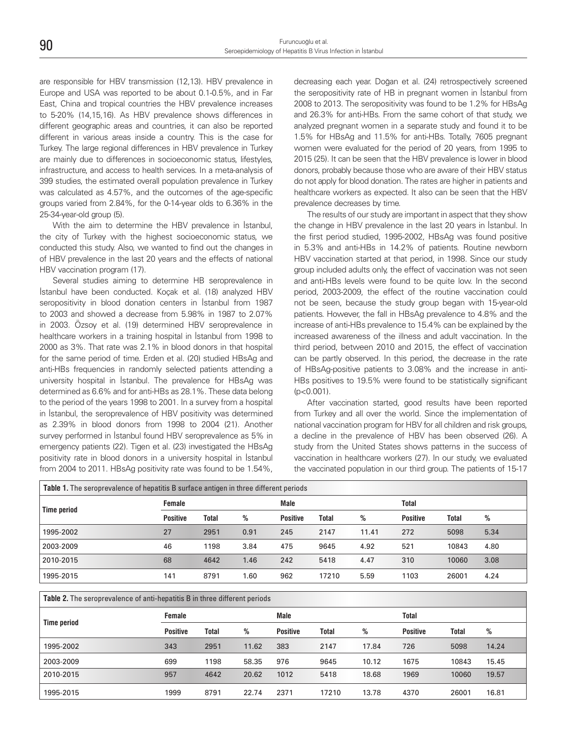are responsible for HBV transmission (12,13). HBV prevalence in Europe and USA was reported to be about 0.1-0.5%, and in Far East, China and tropical countries the HBV prevalence increases to 5-20% (14,15,16). As HBV prevalence shows differences in different geographic areas and countries, it can also be reported different in various areas inside a country. This is the case for Turkey. The large regional differences in HBV prevalence in Turkey are mainly due to differences in socioeconomic status, lifestyles, infrastructure, and access to health services. In a meta-analysis of 399 studies, the estimated overall population prevalence in Turkey was calculated as 4.57%, and the outcomes of the age-specific groups varied from 2.84%, for the 0-14-year olds to 6.36% in the 25-34-year-old group (5).

With the aim to determine the HBV prevalence in İstanbul, the city of Turkey with the highest socioeconomic status, we conducted this study. Also, we wanted to find out the changes in of HBV prevalence in the last 20 years and the effects of national HBV vaccination program (17).

Several studies aiming to determine HB seroprevalence in İstanbul have been conducted. Koçak et al. (18) analyzed HBV seropositivity in blood donation centers in İstanbul from 1987 to 2003 and showed a decrease from 5.98% in 1987 to 2.07% in 2003. Özsoy et al. (19) determined HBV seroprevalence in healthcare workers in a training hospital in İstanbul from 1998 to 2000 as 3%. That rate was 2.1% in blood donors in that hospital for the same period of time. Erden et al. (20) studied HBsAg and anti-HBs frequencies in randomly selected patients attending a university hospital in İstanbul. The prevalence for HBsAg was determined as 6.6% and for anti-HBs as 28.1%. These data belong to the period of the years 1998 to 2001. In a survey from a hospital in İstanbul, the seroprevalence of HBV positivity was determined as 2.39% in blood donors from 1998 to 2004 (21). Another survey performed in İstanbul found HBV seroprevalence as 5% in emergency patients (22). Tigen et al. (23) investigated the HBsAg positivity rate in blood donors in a university hospital in İstanbul from 2004 to 2011. HBsAg positivity rate was found to be 1.54%, decreasing each year. Doğan et al. (24) retrospectively screened the seropositivity rate of HB in pregnant women in İstanbul from 2008 to 2013. The seropositivity was found to be 1.2% for HBsAg and 26.3% for anti-HBs. From the same cohort of that study, we analyzed pregnant women in a separate study and found it to be 1.5% for HBsAg and 11.5% for anti-HBs. Totally, 7605 pregnant women were evaluated for the period of 20 years, from 1995 to 2015 (25). It can be seen that the HBV prevalence is lower in blood donors, probably because those who are aware of their HBV status do not apply for blood donation. The rates are higher in patients and healthcare workers as expected. It also can be seen that the HBV prevalence decreases by time.

The results of our study are important in aspect that they show the change in HBV prevalence in the last 20 years in İstanbul. In the first period studied, 1995-2002, HBsAg was found positive in 5.3% and anti-HBs in 14.2% of patients. Routine newborn HBV vaccination started at that period, in 1998. Since our study group included adults only, the effect of vaccination was not seen and anti-HBs levels were found to be quite low. In the second period, 2003-2009, the effect of the routine vaccination could not be seen, because the study group began with 15-year-old patients. However, the fall in HBsAg prevalence to 4.8% and the increase of anti-HBs prevalence to 15.4% can be explained by the increased awareness of the illness and adult vaccination. In the third period, between 2010 and 2015, the effect of vaccination can be partly observed. In this period, the decrease in the rate of HBsAg-positive patients to 3.08% and the increase in anti-HBs positives to 19.5% were found to be statistically significant ($p<0.001$).

After vaccination started, good results have been reported from Turkey and all over the world. Since the implementation of national vaccination program for HBV for all children and risk groups, a decline in the prevalence of HBV has been observed (26). A study from the United States shows patterns in the success of vaccination in healthcare workers (27). In our study, we evaluated the vaccinated population in our third group. The patients of 15-17

**Table 1.** The seroprevalence of hepatitis B surface antigen in three different periods

| Time period | Female | | | Male | | | Total | | |
|---|---|---|---|---|---|---|---|---|---|
| | Positive | Total | % | Positive | Total | % | Positive | Total | % |
| 1995-2002 | 27 | 2951 | 0.91 | 245 | 2147 | 11.41 | 272 | 5098 | 5.34 |
| 2003-2009 | 46 | 1198 | 3.84 | 475 | 9645 | 4.92 | 521 | 10843 | 4.80 |
| 2010-2015 | 68 | 4642 | 1.46 | 242 | 5418 | 4.47 | 310 | 10060 | 3.08 |
| 1995-2015 | 141 | 8791 | 1.60 | 962 | 17210 | 5.59 | 1103 | 26001 | 4.24 |

**Table 2.** The seroprevalence of anti-hepatitis B in three different periods

| Time period | Female | | | Male | | | Total | | |
|---|---|---|---|---|---|---|---|---|---|
| | Positive | Total | % | Positive | Total | % | Positive | Total | % |
| 1995-2002 | 343 | 2951 | 11.62 | 383 | 2147 | 17.84 | 726 | 5098 | 14.24 |
| 2003-2009 | 699 | 1198 | 58.35 | 976 | 9645 | 10.12 | 1675 | 10843 | 15.45 |
| 2010-2015 | 957 | 4642 | 20.62 | 1012 | 5418 | 18.68 | 1969 | 10060 | 19.57 |
| 1995-2015 | 1999 | 8791 | 22.74 | 2371 | 17210 | 13.78 | 4370 | 26001 | 16.81 |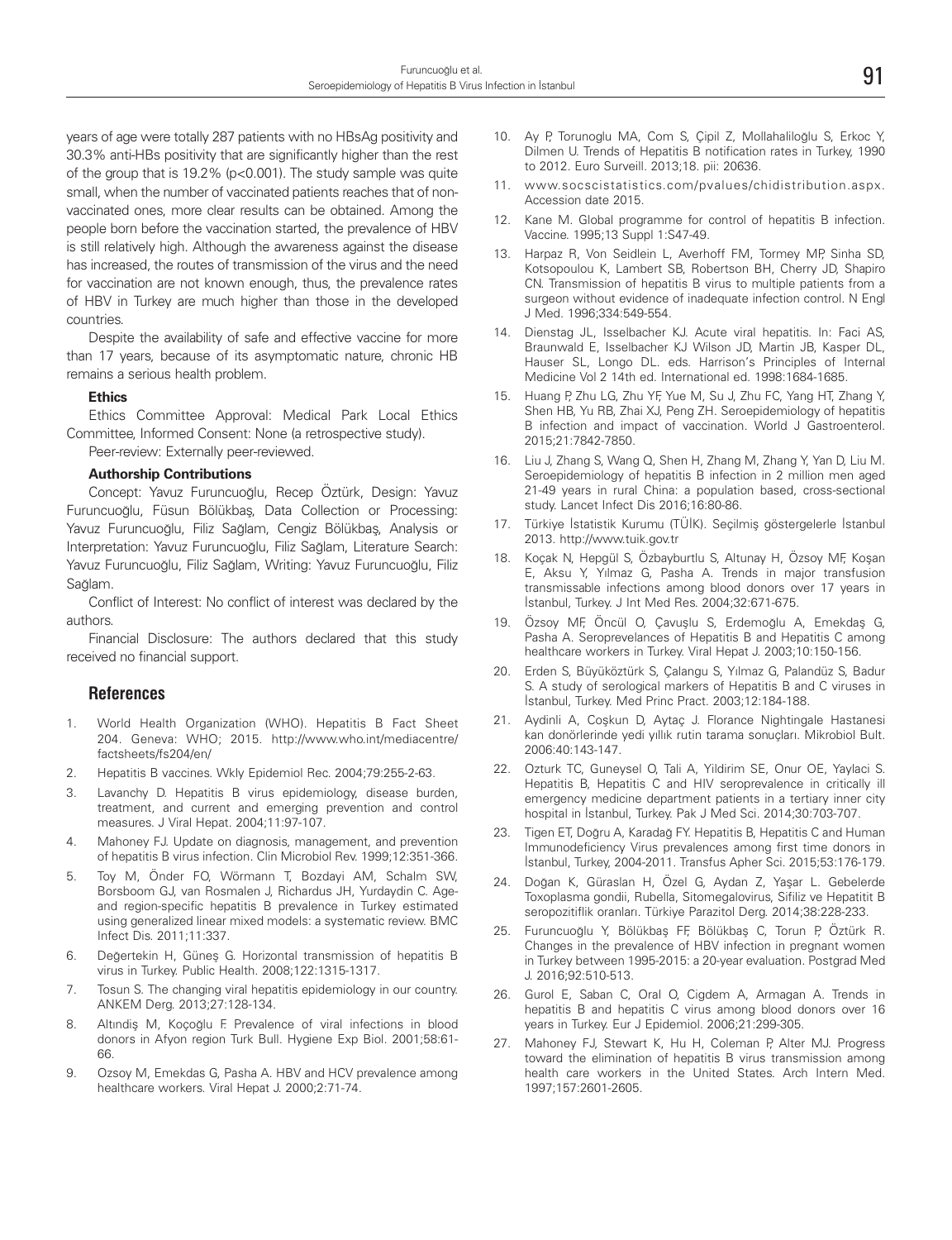years of age were totally 287 patients with no HBsAg positivity and 30.3% anti-HBs positivity that are significantly higher than the rest of the group that is 19.2% ($p<0.001$). The study sample was quite small, when the number of vaccinated patients reaches that of non-vaccinated ones, more clear results can be obtained. Among the people born before the vaccination started, the prevalence of HBV is still relatively high. Although the awareness against the disease has increased, the routes of transmission of the virus and the need for vaccination are not known enough, thus, the prevalence rates of HBV in Turkey are much higher than those in the developed countries.

Despite the availability of safe and effective vaccine for more than 17 years, because of its asymptomatic nature, chronic HB remains a serious health problem.

**Ethics**

Ethics Committee Approval: Medical Park Local Ethics Committee, Informed Consent: None (a retrospective study).

Peer-review: Externally peer-reviewed.

**Authorship Contributions**

Concept: Yavuz Furuncuoğlu, Recep Öztürk, Design: Yavuz Furuncuoğlu, Füsun Bölükbaş, Data Collection or Processing: Yavuz Furuncuoğlu, Filiz Sağlam, Cengiz Bölükbaş, Analysis or Interpretation: Yavuz Furuncuoğlu, Filiz Sağlam, Literature Search: Yavuz Furuncuoğlu, Filiz Sağlam, Writing: Yavuz Furuncuoğlu, Filiz Sağlam.

Conflict of Interest: No conflict of interest was declared by the authors.

Financial Disclosure: The authors declared that this study received no financial support.

## References

1. World Health Organization (WHO). Hepatitis B Fact Sheet 204. Geneva: WHO; 2015. http://www.who.int/mediacentre/factsheets/fs204/en/
2. Hepatitis B vaccines. Wkly Epidemiol Rec. 2004;79:255-2-63.
3. Lavanchy D. Hepatitis B virus epidemiology, disease burden, treatment, and current and emerging prevention and control measures. J Viral Hepat. 2004;11:97-107.
4. Mahoney FJ. Update on diagnosis, management, and prevention of hepatitis B virus infection. Clin Microbiol Rev. 1999;12:351-366.
5. Toy M, Önder FO, Wörmann T, Bozdayi AM, Schalm SW, Borsboom GJ, van Rosmalen J, Richardus JH, Yurdaydin C. Age- and region-specific hepatitis B prevalence in Turkey estimated using generalized linear mixed models: a systematic review. BMC Infect Dis. 2011;11:337.
6. Değertekin H, Güneş G. Horizontal transmission of hepatitis B virus in Turkey. Public Health. 2008;122:1315-1317.
7. Tosun S. The changing viral hepatitis epidemiology in our country. ANKEM Derg. 2013;27:128-134.
8. Altındiş M, Koçoğlu F. Prevalence of viral infections in blood donors in Afyon region Turk Bull. Hygiene Exp Biol. 2001;58:61-66.
9. Ozsoy M, Emekdas G, Pasha A. HBV and HCV prevalence among healthcare workers. Viral Hepat J. 2000;2:71-74.
10. Ay P, Torunoglu MA, Com S, Çipil Z, Mollahaliloğlu S, Erkoc Y, Dilmen U. Trends of Hepatitis B notification rates in Turkey, 1990 to 2012. Euro Surveill. 2013;18. pii: 20636.
11. www.socscistatistics.com/pvalues/chidistribution.aspx. Accession date 2015.
12. Kane M. Global programme for control of hepatitis B infection. Vaccine. 1995;13 Suppl 1:S47-49.
13. Harpaz R, Von Seidlein L, Averhoff FM, Tormey MP, Sinha SD, Kotsopoulou K, Lambert SB, Robertson BH, Cherry JD, Shapiro CN. Transmission of hepatitis B virus to multiple patients from a surgeon without evidence of inadequate infection control. N Engl J Med. 1996;334:549-554.
14. Dienstag JL, Isselbacher KJ. Acute viral hepatitis. In: Faci AS, Braunwald E, Isselbacher KJ Wilson JD, Martin JB, Kasper DL, Hauser SL, Longo DL. eds. Harrison's Principles of Internal Medicine Vol 2 14th ed. International ed. 1998:1684-1685.
15. Huang P, Zhu LG, Zhu YF, Yue M, Su J, Zhu FC, Yang HT, Zhang Y, Shen HB, Yu RB, Zhai XJ, Peng ZH. Seroepidemiology of hepatitis B infection and impact of vaccination. World J Gastroenterol. 2015;21:7842-7850.
16. Liu J, Zhang S, Wang Q, Shen H, Zhang M, Zhang Y, Yan D, Liu M. Seroepidemiology of hepatitis B infection in 2 million men aged 21-49 years in rural China: a population based, cross-sectional study. Lancet Infect Dis 2016;16:80-86.
17. Türkiye İstatistik Kurumu (TÜİK). Seçilmiş göstergelerle İstanbul 2013. http://www.tuik.gov.tr
18. Koçak N, Hepgül S, Özbayburtlu S, Altunay H, Özsoy MF, Koşan E, Aksu Y, Yılmaz G, Pasha A. Trends in major transfusion transmissable infections among blood donors over 17 years in İstanbul, Turkey. J Int Med Res. 2004;32:671-675.
19. Özsoy MF, Öncül O, Çavuşlu S, Erdemoğlu A, Emekdaş G, Pasha A. Seroprevelances of Hepatitis B and Hepatitis C among healthcare workers in Turkey. Viral Hepat J. 2003;10:150-156.
20. Erden S, Büyüköztürk S, Çalangu S, Yılmaz G, Palandüz S, Badur S. A study of serological markers of Hepatitis B and C viruses in İstanbul, Turkey. Med Princ Pract. 2003;12:184-188.
21. Aydinli A, Coşkun D, Aytaç J. Florance Nightingale Hastanesi kan donörlerinde yedi yıllık rutin tarama sonuçları. Mikrobiol Bult. 2006:40:143-147.
22. Ozturk TC, Guneysel O, Tali A, Yildirim SE, Onur OE, Yaylaci S. Hepatitis B, Hepatitis C and HIV seroprevalence in critically ill emergency medicine department patients in a tertiary inner city hospital in İstanbul, Turkey. Pak J Med Sci. 2014;30:703-707.
23. Tigen ET, Doğru A, Karadağ FY. Hepatitis B, Hepatitis C and Human Immunodeficiency Virus prevalences among first time donors in İstanbul, Turkey, 2004-2011. Transfus Apher Sci. 2015;53:176-179.
24. Doğan K, Güraslan H, Özel G, Aydan Z, Yaşar L. Gebelerde Toxoplasma gondii, Rubella, Sitomegalovirus, Sifiliz ve Hepatitit B seropozitiflik oranları. Türkiye Parazitol Derg. 2014;38:228-233.
25. Furuncuoğlu Y, Bölükbaş FF, Bölükbaş C, Torun P, Öztürk R. Changes in the prevalence of HBV infection in pregnant women in Turkey between 1995-2015: a 20-year evaluation. Postgrad Med J. 2016;92:510-513.
26. Gurol E, Saban C, Oral O, Cigdem A, Armagan A. Trends in hepatitis B and hepatitis C virus among blood donors over 16 years in Turkey. Eur J Epidemiol. 2006;21:299-305.
27. Mahoney FJ, Stewart K, Hu H, Coleman P, Alter MJ. Progress toward the elimination of hepatitis B virus transmission among health care workers in the United States. Arch Intern Med. 1997;157:2601-2605.